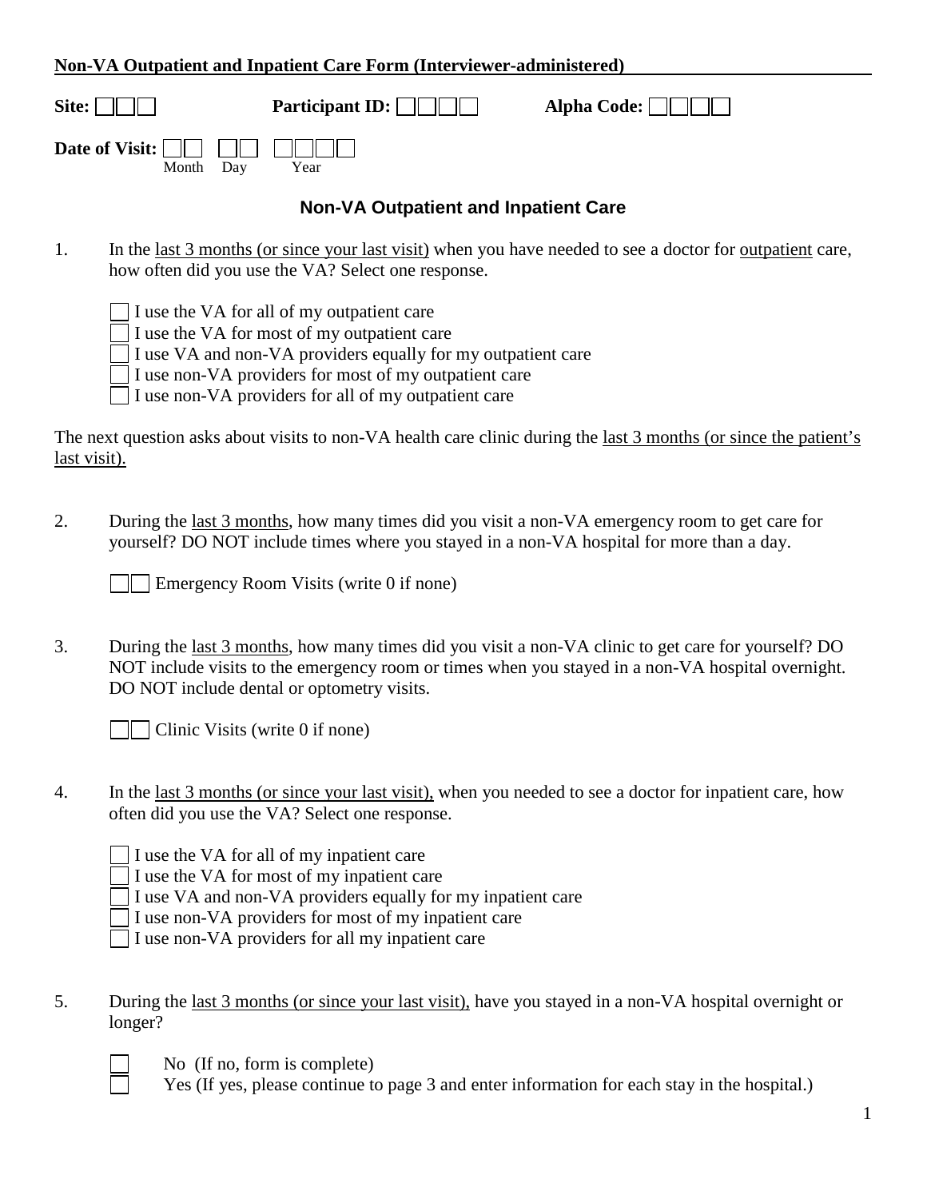**Non-VA Outpatient and Inpatient Care Form (Interviewer-administered)**

**Site:** ☐☐☐ **Participant ID:** ☐☐☐☐ **Alpha Code:** ☐☐☐☐

**Date of Visit:** ☐☐ ☐☐ ☐☐☐☐
Month Day Year

## Non-VA Outpatient and Inpatient Care

1. In the last 3 months (or since your last visit) when you have needed to see a doctor for outpatient care, how often did you use the VA? Select one response.

   - ☐ I use the VA for all of my outpatient care
   - ☐ I use the VA for most of my outpatient care
   - ☐ I use VA and non-VA providers equally for my outpatient care
   - ☐ I use non-VA providers for most of my outpatient care
   - ☐ I use non-VA providers for all of my outpatient care

The next question asks about visits to non-VA health care clinic during the last 3 months (or since the patient's last visit).

2. During the last 3 months, how many times did you visit a non-VA emergency room to get care for yourself? DO NOT include times where you stayed in a non-VA hospital for more than a day.

   ☐☐ Emergency Room Visits (write 0 if none)

3. During the last 3 months, how many times did you visit a non-VA clinic to get care for yourself? DO NOT include visits to the emergency room or times when you stayed in a non-VA hospital overnight. DO NOT include dental or optometry visits.

   ☐☐ Clinic Visits (write 0 if none)

4. In the last 3 months (or since your last visit), when you needed to see a doctor for inpatient care, how often did you use the VA? Select one response.

   - ☐ I use the VA for all of my inpatient care
   - ☐ I use the VA for most of my inpatient care
   - ☐ I use VA and non-VA providers equally for my inpatient care
   - ☐ I use non-VA providers for most of my inpatient care
   - ☐ I use non-VA providers for all my inpatient care

5. During the last 3 months (or since your last visit), have you stayed in a non-VA hospital overnight or longer?

   - ☐ No (If no, form is complete)
   - ☐ Yes (If yes, please continue to page 3 and enter information for each stay in the hospital.)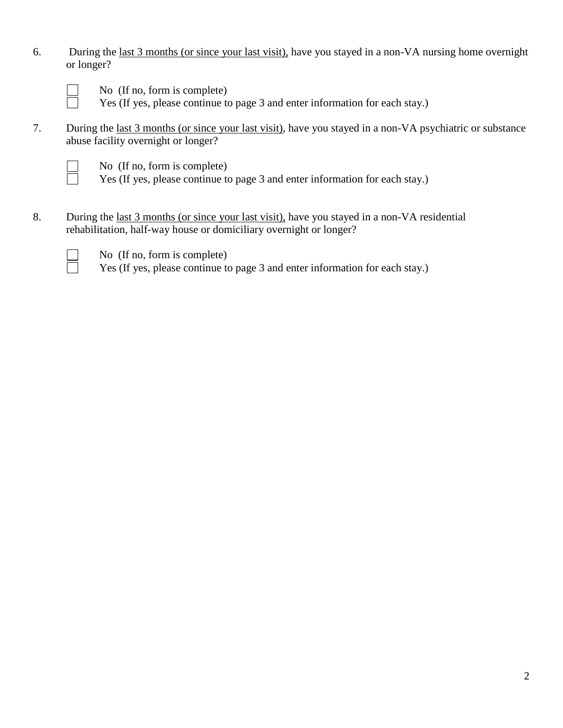6. During the <u>last 3 months (or since your last visit),</u> have you stayed in a non-VA nursing home overnight or longer?

   ☐ No (If no, form is complete)
   ☐ Yes (If yes, please continue to page 3 and enter information for each stay.)

7. During the <u>last 3 months (or since your last visit)</u>, have you stayed in a non-VA psychiatric or substance abuse facility overnight or longer?

   ☐ No (If no, form is complete)
   ☐ Yes (If yes, please continue to page 3 and enter information for each stay.)

8. During the <u>last 3 months (or since your last visit),</u> have you stayed in a non-VA residential rehabilitation, half-way house or domiciliary overnight or longer?

   ☐ No (If no, form is complete)
   ☐ Yes (If yes, please continue to page 3 and enter information for each stay.)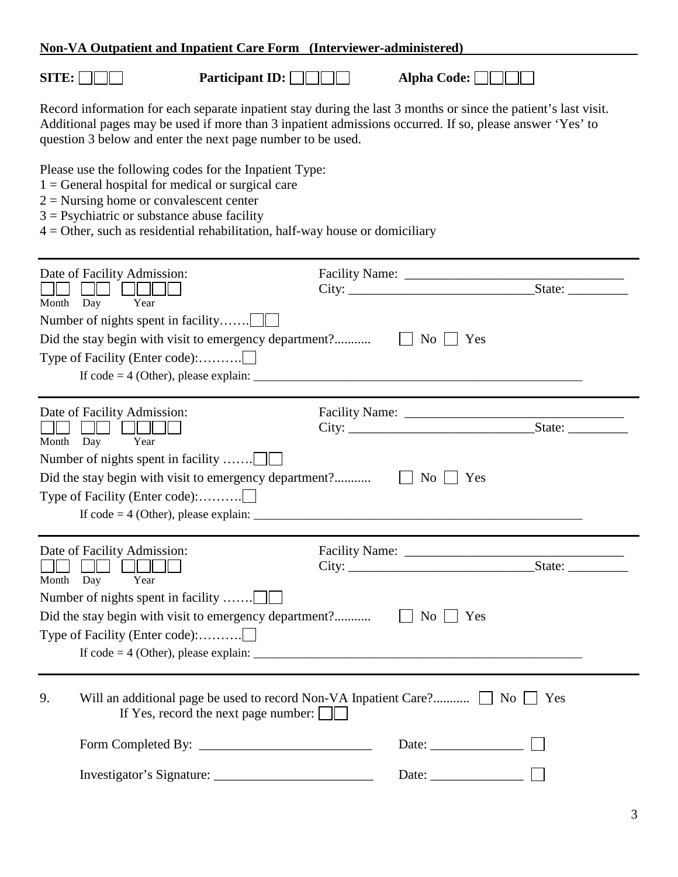**Non-VA Outpatient and Inpatient Care Form (Interviewer-administered)**

**SITE:** ☐☐☐ **Participant ID:** ☐☐☐☐ **Alpha Code:** ☐☐☐☐

Record information for each separate inpatient stay during the last 3 months or since the patient's last visit. Additional pages may be used if more than 3 inpatient admissions occurred. If so, please answer 'Yes' to question 3 below and enter the next page number to be used.

Please use the following codes for the Inpatient Type:
1 = General hospital for medical or surgical care
2 = Nursing home or convalescent center
3 = Psychiatric or substance abuse facility
4 = Other, such as residential rehabilitation, half-way house or domiciliary

---

Date of Facility Admission:
☐☐ ☐☐ ☐☐☐☐
Month Day Year

Facility Name: ______________________________
City: ___________________________ State: _________

Number of nights spent in facility……. ☐☐

Did the stay begin with visit to emergency department?........... ☐ No ☐ Yes

Type of Facility (Enter code):………. ☐

If code = 4 (Other), please explain: ____________________________________________________

---

Date of Facility Admission:
☐☐ ☐☐ ☐☐☐☐
Month Day Year

Facility Name: ______________________________
City: ___________________________ State: _________

Number of nights spent in facility ……. ☐☐

Did the stay begin with visit to emergency department?........... ☐ No ☐ Yes

Type of Facility (Enter code):………. ☐

If code = 4 (Other), please explain: ____________________________________________________

---

Date of Facility Admission:
☐☐ ☐☐ ☐☐☐☐
Month Day Year

Facility Name: ______________________________
City: ___________________________ State: _________

Number of nights spent in facility ……. ☐☐

Did the stay begin with visit to emergency department?........... ☐ No ☐ Yes

Type of Facility (Enter code):………. ☐

If code = 4 (Other), please explain: ____________________________________________________

---

9. Will an additional page be used to record Non-VA Inpatient Care?........... ☐ No ☐ Yes
   If Yes, record the next page number: ☐☐

Form Completed By: __________________________ Date: ______________ ☐

Investigator's Signature: ________________________ Date: ______________ ☐